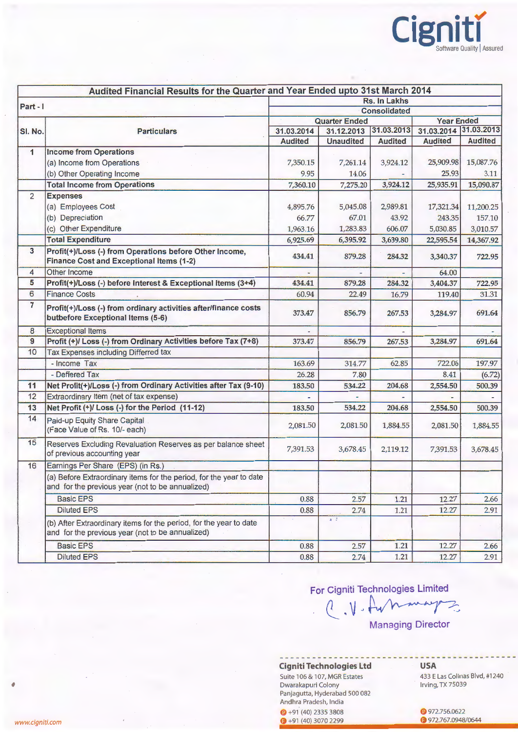# Audited Financial Results for the Quarter and Year Ended upto 31st March 2014

| Part - I | | Rs. In Lakhs | | | | |
|---|---|---|---|---|---|---|
| | | Consolidated | | | | |
| | | Quarter Ended | | | Year Ended | |
| Sl. No. | Particulars | 31.03.2014 | 31.12.2013 | 31.03.2013 | 31.03.2014 | 31.03.2013 |
| | | Audited | Unaudited | Audited | Audited | Audited |
| 1 | **Income from Operations** | | | | | |
| | (a) Income from Operations | 7,350.15 | 7,261.14 | 3,924.12 | 25,909.98 | 15,087.76 |
| | (b) Other Operating Income | 9.95 | 14.06 | - | 25.93 | 3.11 |
| | **Total Income from Operations** | 7,360.10 | 7,275.20 | 3,924.12 | 25,935.91 | 15,090.87 |
| 2 | **Expenses** | | | | | |
| | (a) Employees Cost | 4,895.76 | 5,045.08 | 2,989.81 | 17,321.34 | 11,200.25 |
| | (b) Depreciation | 66.77 | 67.01 | 43.92 | 243.35 | 157.10 |
| | (c) Other Expenditure | 1,963.16 | 1,283.83 | 606.07 | 5,030.85 | 3,010.57 |
| | **Total Expenditure** | 6,925.69 | 6,395.92 | 3,639.80 | 22,595.54 | 14,367.92 |
| 3 | **Profit(+)/Loss (-) from Operations before Other Income, Finance Cost and Exceptional Items (1-2)** | 434.41 | 879.28 | 284.32 | 3,340.37 | 722.95 |
| 4 | Other Income | - | - | - | 64.00 | |
| 5 | **Profit(+)/Loss (-) before Interest & Exceptional Items (3+4)** | 434.41 | 879.28 | 284.32 | 3,404.37 | 722.95 |
| 6 | Finance Costs | 60.94 | 22.49 | 16.79 | 119.40 | 31.31 |
| 7 | **Profit(+)/Loss (-) from ordinary activities after/finance costs butbefore Exceptional Items (5-6)** | 373.47 | 856.79 | 267.53 | 3,284.97 | 691.64 |
| 8 | Exceptional Items | - | | - | | - |
| 9 | **Profit (+)/ Loss (-) from Ordinary Activities before Tax (7+8)** | 373.47 | 856.79 | 267.53 | 3,284.97 | 691.64 |
| 10 | Tax Expenses including Differred tax | | | | | |
| | - Income Tax | 163.69 | 314.77 | 62.85 | 722.06 | 197.97 |
| | - Deffered Tax | 26.28 | 7.80 | | 8.41 | (6.72) |
| 11 | **Net Profit(+)/Loss (-) from Ordinary Activities after Tax (9-10)** | 183.50 | 534.22 | 204.68 | 2,554.50 | 500.39 |
| 12 | Extraordinary Item (net of tax expense) | - | - | - | - | - |
| 13 | **Net Profit (+)/ Loss (-) for the Period (11-12)** | 183.50 | 534.22 | 204.68 | 2,554.50 | 500.39 |
| 14 | Paid-up Equity Share Capital (Face Value of Rs. 10/- each) | 2,081.50 | 2,081.50 | 1,884.55 | 2,081.50 | 1,884.55 |
| 15 | Reserves Excluding Revaluation Reserves as per balance sheet of previous accounting year | 7,391.53 | 3,678.45 | 2,119.12 | 7,391.53 | 3,678.45 |
| 16 | Earnings Per Share (EPS) (in Rs.) | | | | | |
| | (a) Before Extraordinary items for the period, for the year to date and for the previous year (not to be annualized) | | | | | |
| | Basic EPS | 0.88 | 2.57 | 1.21 | 12.27 | 2.66 |
| | Diluted EPS | 0.88 | 2.74 | 1.21 | 12.27 | 2.91 |
| | (b) After Extraordinary items for the period, for the year to date and for the previous year (not to be annualized) | | | | | |
| | Basic EPS | 0.88 | 2.57 | 1.21 | 12.27 | 2.66 |
| | Diluted EPS | 0.88 | 2.74 | 1.21 | 12.27 | 2.91 |

For Cigniti Technologies Limited

C. V. Subramanyam

Managing Director

**Cigniti Technologies Ltd**
Suite 106 & 107, MGR Estates
Dwarakapuri Colony
Panjagutta, Hyderabad 500 082
Andhra Pradesh, India
P +91 (40) 2335 3808
F +91 (40) 3070 2299

**USA**
433 E Las Colinas Blvd, #1240
Irving, TX 75039
P 972.756.0622
F 972.767.0948/0644

www.cigniti.com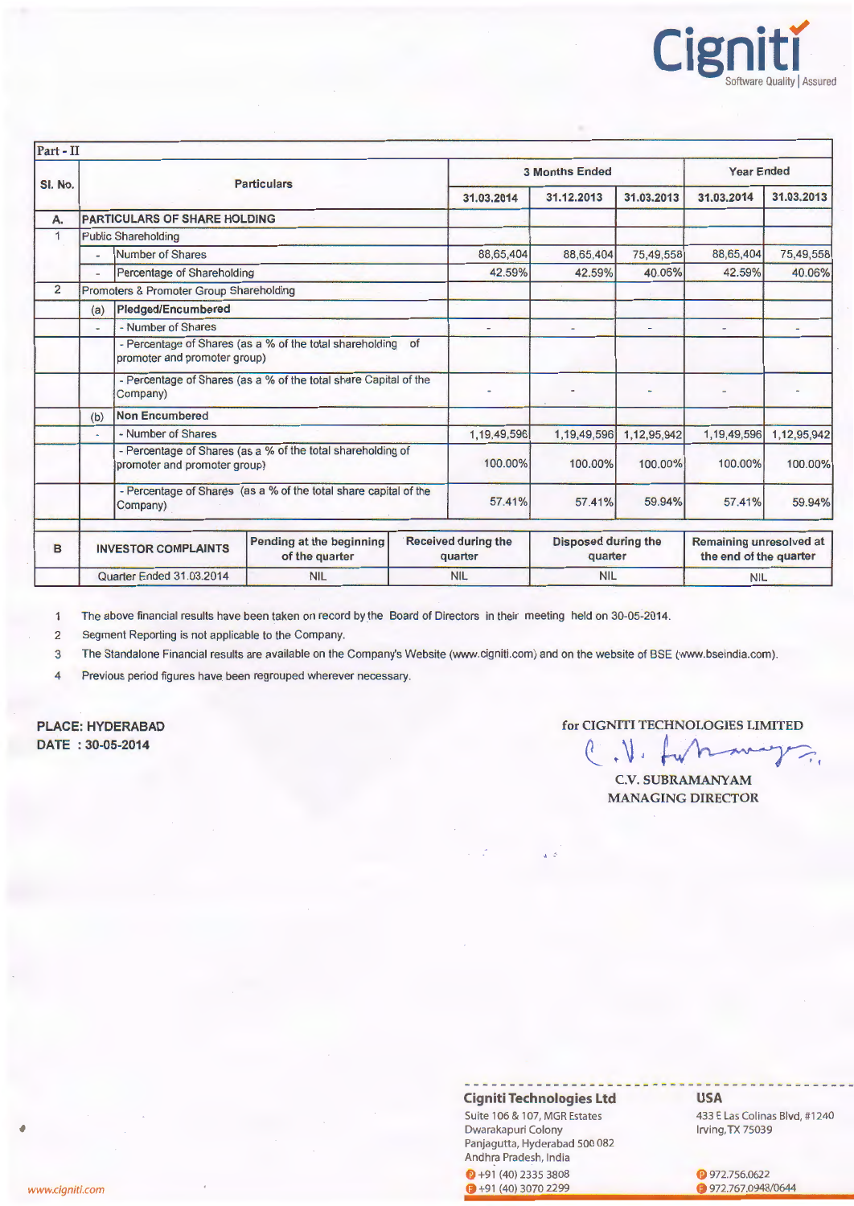Part - II

| Sl. No. | | Particulars | 3 Months Ended | | | Year Ended | |
|---|---|---|---|---|---|---|---|
| | | | 31.03.2014 | 31.12.2013 | 31.03.2013 | 31.03.2014 | 31.03.2013 |
| A. | PARTICULARS OF SHARE HOLDING | | | | | | |
| 1 | Public Shareholding | | | | | | |
| | - | Number of Shares | 88,65,404 | 88,65,404 | 75,49,558 | 88,65,404 | 75,49,558 |
| | - | Percentage of Shareholding | 42.59% | 42.59% | 40.06% | 42.59% | 40.06% |
| 2 | Promoters & Promoter Group Shareholding | | | | | | |
| | (a) | Pledged/Encumbered | | | | | |
| | - | - Number of Shares | - | - | - | - | - |
| | | - Percentage of Shares (as a % of the total shareholding of promoter and promoter group) | | | | | |
| | | - Percentage of Shares (as a % of the total share Capital of the Company) | - | - | - | - | - |
| | (b) | Non Encumbered | | | | | |
| | - | - Number of Shares | 1,19,49,596 | 1,19,49,596 | 1,12,95,942 | 1,19,49,596 | 1,12,95,942 |
| | | - Percentage of Shares (as a % of the total shareholding of promoter and promoter group) | 100.00% | 100.00% | 100.00% | 100.00% | 100.00% |
| | | - Percentage of Shares (as a % of the total share capital of the Company) | 57.41% | 57.41% | 59.94% | 57.41% | 59.94% |

| B | INVESTOR COMPLAINTS | Pending at the beginning of the quarter | Received during the quarter | Disposed during the quarter | Remaining unresolved at the end of the quarter |
|---|---|---|---|---|---|
| | Quarter Ended 31.03.2014 | NIL | NIL | NIL | NIL |

1. The above financial results have been taken on record by the Board of Directors in their meeting held on 30-05-2014.
2. Segment Reporting is not applicable to the Company.
3. The Standalone Financial results are available on the Company's Website (www.cigniti.com) and on the website of BSE (www.bseindia.com).
4. Previous period figures have been regrouped wherever necessary.

**PLACE: HYDERABAD**
**DATE : 30-05-2014**

for CIGNITI TECHNOLOGIES LIMITED

C.V. SUBRAMANYAM
MANAGING DIRECTOR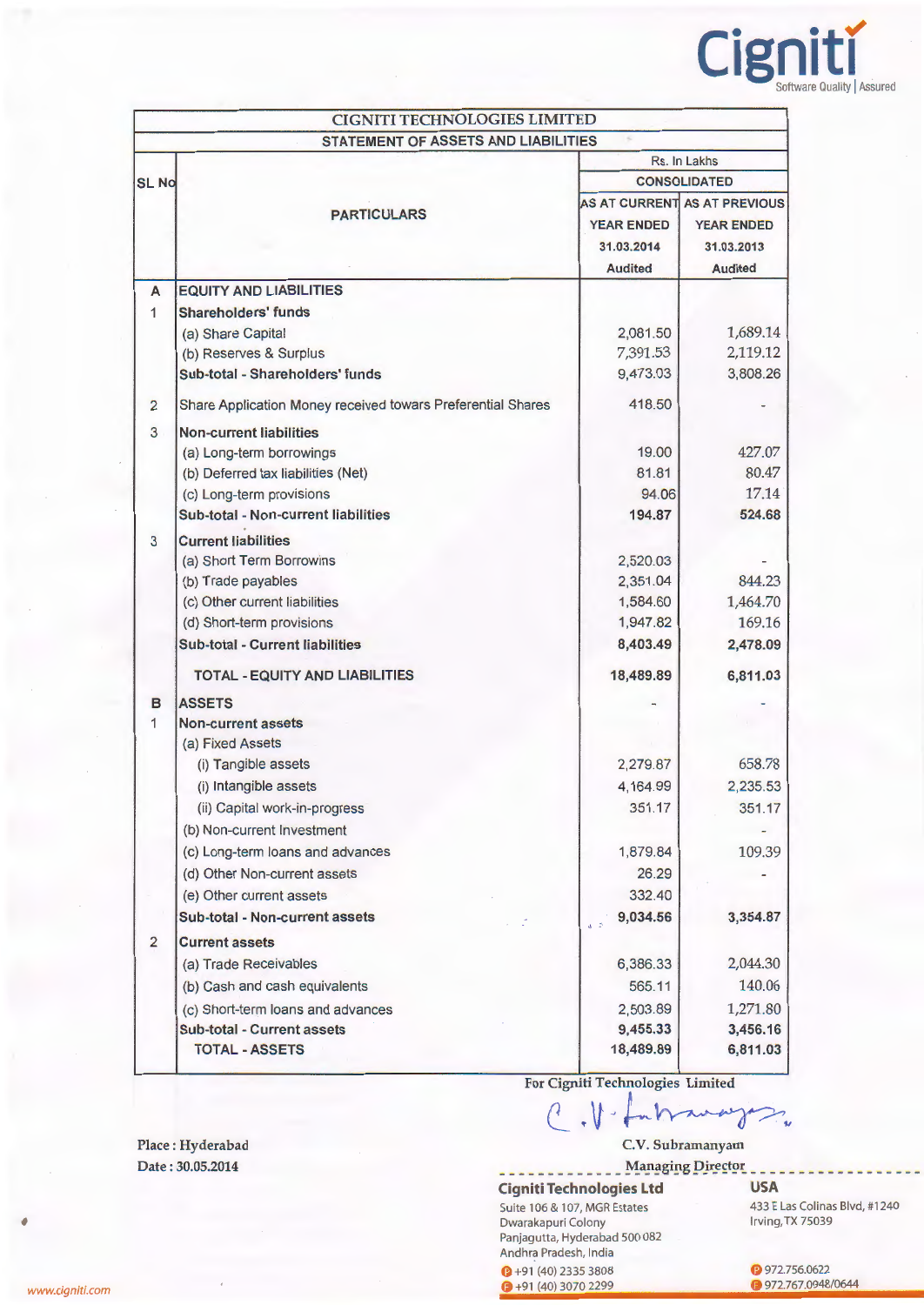# CIGNITI TECHNOLOGIES LIMITED

## STATEMENT OF ASSETS AND LIABILITIES

| SL No | PARTICULARS | Rs. In Lakhs | |
|---|---|---|---|
| | | CONSOLIDATED | |
| | | AS AT CURRENT YEAR ENDED 31.03.2014 Audited | AS AT PREVIOUS YEAR ENDED 31.03.2013 Audited |
| **A** | **EQUITY AND LIABILITIES** | | |
| 1 | **Shareholders' funds** | | |
| | (a) Share Capital | 2,081.50 | 1,689.14 |
| | (b) Reserves & Surplus | 7,391.53 | 2,119.12 |
| | **Sub-total - Shareholders' funds** | 9,473.03 | 3,808.26 |
| 2 | Share Application Money received towars Preferential Shares | 418.50 | - |
| 3 | **Non-current liabilities** | | |
| | (a) Long-term borrowings | 19.00 | 427.07 |
| | (b) Deferred tax liabilities (Net) | 81.81 | 80.47 |
| | (c) Long-term provisions | 94.06 | 17.14 |
| | **Sub-total - Non-current liabilities** | **194.87** | **524.68** |
| 3 | **Current liabilities** | | |
| | (a) Short Term Borrowins | 2,520.03 | - |
| | (b) Trade payables | 2,351.04 | 844.23 |
| | (c) Other current liabilities | 1,584.60 | 1,464.70 |
| | (d) Short-term provisions | 1,947.82 | 169.16 |
| | **Sub-total - Current liabilities** | **8,403.49** | **2,478.09** |
| | **TOTAL - EQUITY AND LIABILITIES** | **18,489.89** | **6,811.03** |
| **B** | **ASSETS** | - | - |
| 1 | **Non-current assets** | | |
| | (a) Fixed Assets | | |
| | (i) Tangible assets | 2,279.87 | 658.78 |
| | (i) Intangible assets | 4,164.99 | 2,235.53 |
| | (ii) Capital work-in-progress | 351.17 | 351.17 |
| | (b) Non-current Investment | | - |
| | (c) Long-term loans and advances | 1,879.84 | 109.39 |
| | (d) Other Non-current assets | 26.29 | - |
| | (e) Other current assets | 332.40 | |
| | **Sub-total - Non-current assets** | **9,034.56** | **3,354.87** |
| 2 | **Current assets** | | |
| | (a) Trade Receivables | 6,386.33 | 2,044.30 |
| | (b) Cash and cash equivalents | 565.11 | 140.06 |
| | (c) Short-term loans and advances | 2,503.89 | 1,271.80 |
| | **Sub-total - Current assets** | **9,455.33** | **3,456.16** |
| | **TOTAL - ASSETS** | **18,489.89** | **6,811.03** |

For Cigniti Technologies Limited

C.V. Subramanyam
Managing Director

Place : Hyderabad
Date : 30.05.2014

**Cigniti Technologies Ltd**
Suite 106 & 107, MGR Estates
Dwarakapuri Colony
Panjagutta, Hyderabad 500 082
Andhra Pradesh, India
P +91 (40) 2335 3808
F +91 (40) 3070 2299

**USA**
433 E Las Colinas Blvd, #1240
Irving, TX 75039
P 972.756.0622
F 972.767.0948/0644

www.cigniti.com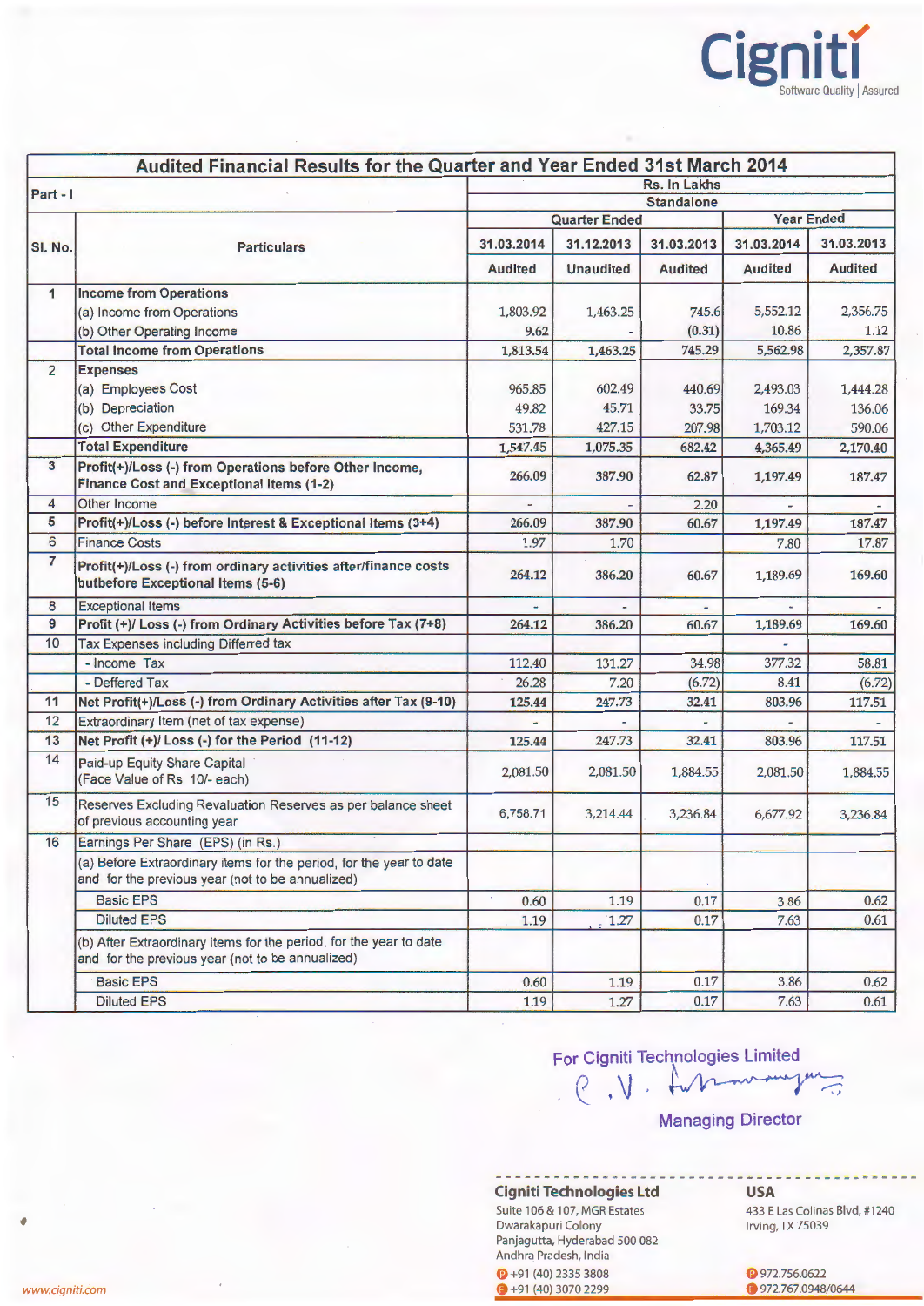# Audited Financial Results for the Quarter and Year Ended 31st March 2014

| Part - I | | Rs. In Lakhs | | | | |
|---|---|---|---|---|---|---|
| | | Standalone | | | | |
| | | Quarter Ended | | | Year Ended | |
| Sl. No. | Particulars | 31.03.2014 | 31.12.2013 | 31.03.2013 | 31.03.2014 | 31.03.2013 |
| | | Audited | Unaudited | Audited | Audited | Audited |
| 1 | **Income from Operations** | | | | | |
| | (a) Income from Operations | 1,803.92 | 1,463.25 | 745.6 | 5,552.12 | 2,356.75 |
| | (b) Other Operating Income | 9.62 | - | (0.31) | 10.86 | 1.12 |
| | **Total Income from Operations** | 1,813.54 | 1,463.25 | 745.29 | 5,562.98 | 2,357.87 |
| 2 | **Expenses** | | | | | |
| | (a) Employees Cost | 965.85 | 602.49 | 440.69 | 2,493.03 | 1,444.28 |
| | (b) Depreciation | 49.82 | 45.71 | 33.75 | 169.34 | 136.06 |
| | (c) Other Expenditure | 531.78 | 427.15 | 207.98 | 1,703.12 | 590.06 |
| | **Total Expenditure** | 1,547.45 | 1,075.35 | 682.42 | 4,365.49 | 2,170.40 |
| 3 | **Profit(+)/Loss (-) from Operations before Other Income, Finance Cost and Exceptional Items (1-2)** | 266.09 | 387.90 | 62.87 | 1,197.49 | 187.47 |
| 4 | Other Income | - | - | 2.20 | - | - |
| 5 | **Profit(+)/Loss (-) before Interest & Exceptional Items (3+4)** | 266.09 | 387.90 | 60.67 | 1,197.49 | 187.47 |
| 6 | Finance Costs | 1.97 | 1.70 | | 7.80 | 17.87 |
| 7 | **Profit(+)/Loss (-) from ordinary activities after/finance costs butbefore Exceptional Items (5-6)** | 264.12 | 386.20 | 60.67 | 1,189.69 | 169.60 |
| 8 | Exceptional Items | - | - | - | - | - |
| 9 | **Profit (+)/ Loss (-) from Ordinary Activities before Tax (7+8)** | 264.12 | 386.20 | 60.67 | 1,189.69 | 169.60 |
| 10 | Tax Expenses including Differred tax | | | | - | |
| | - Income Tax | 112.40 | 131.27 | 34.98 | 377.32 | 58.81 |
| | - Deffered Tax | 26.28 | 7.20 | (6.72) | 8.41 | (6.72) |
| 11 | **Net Profit(+)/Loss (-) from Ordinary Activities after Tax (9-10)** | 125.44 | 247.73 | 32.41 | 803.96 | 117.51 |
| 12 | Extraordinary Item (net of tax expense) | - | - | - | - | - |
| 13 | **Net Profit (+)/ Loss (-) for the Period (11-12)** | 125.44 | 247.73 | 32.41 | 803.96 | 117.51 |
| 14 | Paid-up Equity Share Capital (Face Value of Rs. 10/- each) | 2,081.50 | 2,081.50 | 1,884.55 | 2,081.50 | 1,884.55 |
| 15 | Reserves Excluding Revaluation Reserves as per balance sheet of previous accounting year | 6,758.71 | 3,214.44 | 3,236.84 | 6,677.92 | 3,236.84 |
| 16 | Earnings Per Share (EPS) (in Rs.) | | | | | |
| | (a) Before Extraordinary items for the period, for the year to date and for the previous year (not to be annualized) | | | | | |
| | Basic EPS | 0.60 | 1.19 | 0.17 | 3.86 | 0.62 |
| | Diluted EPS | 1.19 | 1.27 | 0.17 | 7.63 | 0.61 |
| | (b) After Extraordinary items for the period, for the year to date and for the previous year (not to be annualized) | | | | | |
| | Basic EPS | 0.60 | 1.19 | 0.17 | 3.86 | 0.62 |
| | Diluted EPS | 1.19 | 1.27 | 0.17 | 7.63 | 0.61 |

For Cigniti Technologies Limited

C. V. Subramanyam

Managing Director

**Cigniti Technologies Ltd**
Suite 106 & 107, MGR Estates
Dwarakapuri Colony
Panjagutta, Hyderabad 500 082
Andhra Pradesh, India
P +91 (40) 2335 3808
F +91 (40) 3070 2299

**USA**
433 E Las Colinas Blvd, #1240
Irving, TX 75039
P 972.756.0622
F 972.767.0948/0644

www.cigniti.com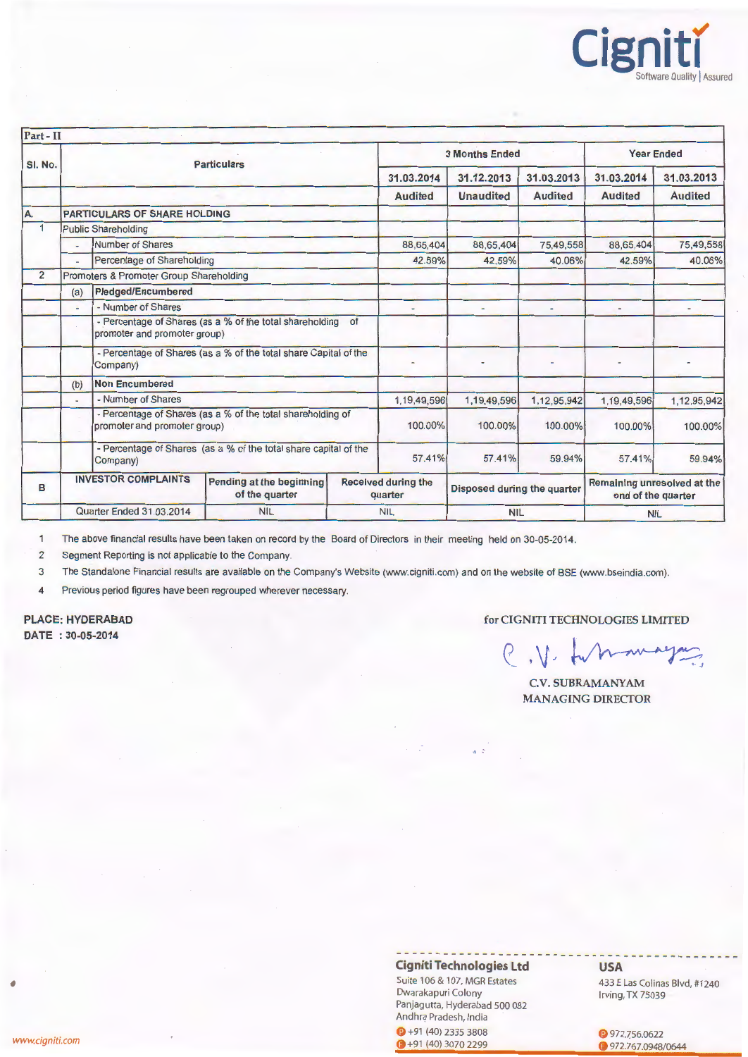**Part - II**

| Sl. No. | | Particulars | 3 Months Ended | | | Year Ended | |
|---|---|---|---|---|---|---|---|
| | | | 31.03.2014 | 31.12.2013 | 31.03.2013 | 31.03.2014 | 31.03.2013 |
| | | | Audited | Unaudited | Audited | Audited | Audited |
| A. | | **PARTICULARS OF SHARE HOLDING** | | | | | |
| 1 | | Public Shareholding | | | | | |
| | - | Number of Shares | 88,65,404 | 88,65,404 | 75,49,558 | 88,65,404 | 75,49,558 |
| | - | Percentage of Shareholding | 42.59% | 42.59% | 40.06% | 42.59% | 40.06% |
| 2 | | Promoters & Promoter Group Shareholding | | | | | |
| | (a) | **Pledged/Encumbered** | | | | | |
| | - | - Number of Shares | - | - | - | - | - |
| | | - Percentage of Shares (as a % of the total shareholding of promoter and promoter group) | | | | | |
| | | - Percentage of Shares (as a % of the total share Capital of the Company) | - | - | - | - | - |
| | (b) | **Non Encumbered** | | | | | |
| | - | - Number of Shares | 1,19,49,596 | 1,19,49,596 | 1,12,95,942 | 1,19,49,596 | 1,12,95,942 |
| | | - Percentage of Shares (as a % of the total shareholding of promoter and promoter group) | 100.00% | 100.00% | 100.00% | 100.00% | 100.00% |
| | | - Percentage of Shares (as a % of the total share capital of the Company) | 57.41% | 57.41% | 59.94% | 57.41% | 59.94% |

| B | INVESTOR COMPLAINTS | Pending at the beginning of the quarter | Received during the quarter | Disposed during the quarter | Remaining unresolved at the end of the quarter |
|---|---|---|---|---|---|
| | Quarter Ended 31.03.2014 | NIL | NIL | NIL | NIL |

1. The above financial results have been taken on record by the Board of Directors in their meeting held on 30-05-2014.
2. Segment Reporting is not applicable to the Company.
3. The Standalone Financial results are available on the Company's Website (www.cigniti.com) and on the website of BSE (www.bseindia.com).
4. Previous period figures have been regrouped wherever necessary.

**PLACE: HYDERABAD**
**DATE : 30-05-2014**

for CIGNITI TECHNOLOGIES LIMITED

C.V. SUBRAMANYAM
MANAGING DIRECTOR

**Cigniti Technologies Ltd**
Suite 106 & 107, MGR Estates
Dwarakapuri Colony
Panjagutta, Hyderabad 500 082
Andhra Pradesh, India
P +91 (40) 2335 3808
F +91 (40) 3070 2299

**USA**
433 E Las Colinas Blvd, #1240
Irving, TX 75039
P 972.756.0622
F 972.767.0948/0644

www.cigniti.com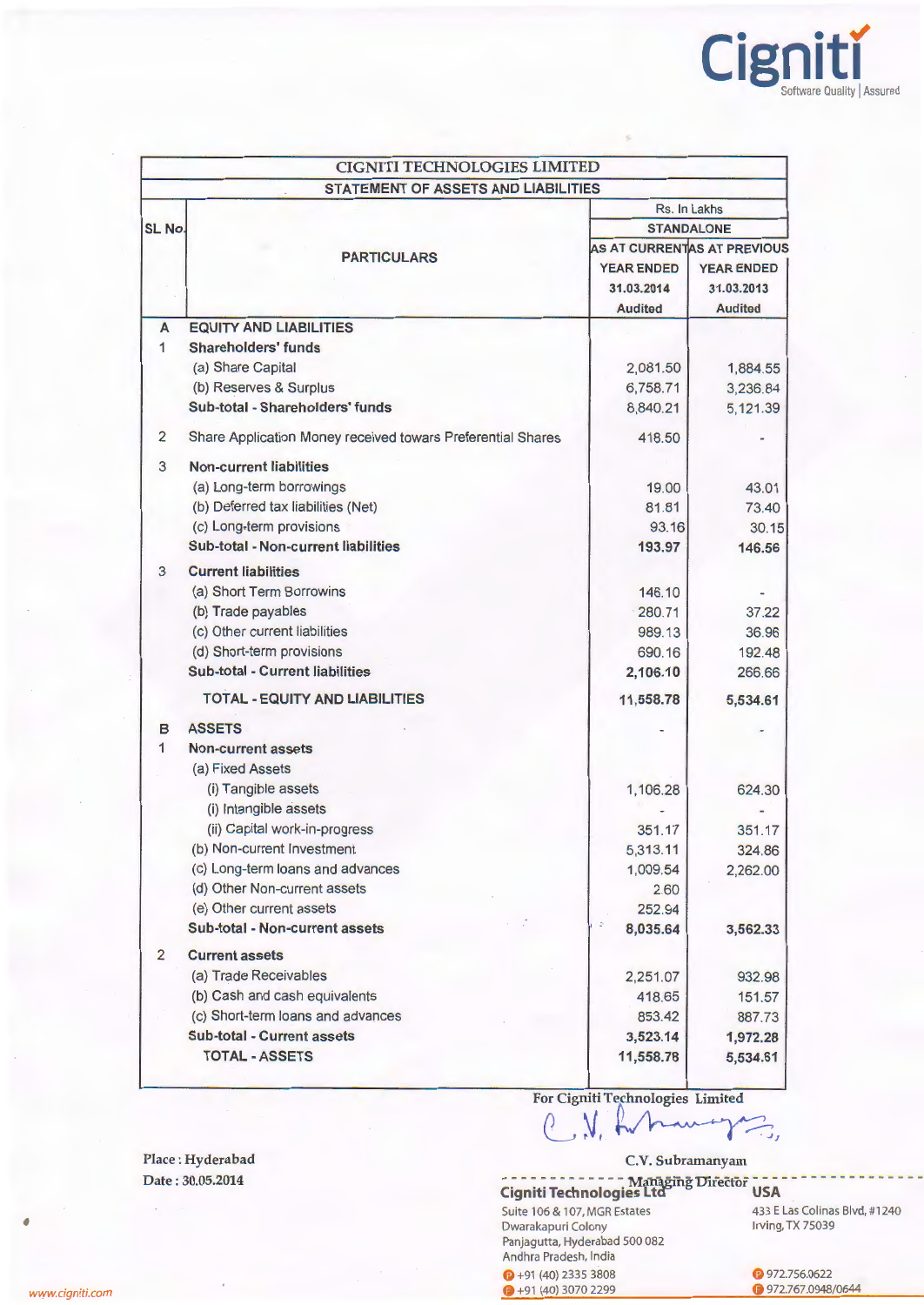# CIGNITI TECHNOLOGIES LIMITED

## STATEMENT OF ASSETS AND LIABILITIES

| SL No. | PARTICULARS | Rs. In Lakhs | |
|---|---|---|---|
| | | STANDALONE | |
| | | AS AT CURRENT YEAR ENDED 31.03.2014 Audited | AS AT PREVIOUS YEAR ENDED 31.03.2013 Audited |
| A | **EQUITY AND LIABILITIES** | | |
| 1 | **Shareholders' funds** | | |
| | (a) Share Capital | 2,081.50 | 1,884.55 |
| | (b) Reserves & Surplus | 6,758.71 | 3,236.84 |
| | **Sub-total - Shareholders' funds** | 8,840.21 | 5,121.39 |
| 2 | Share Application Money received towards Preferential Shares | 418.50 | - |
| 3 | **Non-current liabilities** | | |
| | (a) Long-term borrowings | 19.00 | 43.01 |
| | (b) Deferred tax liabilities (Net) | 81.81 | 73.40 |
| | (c) Long-term provisions | 93.16 | 30.15 |
| | **Sub-total - Non-current liabilities** | **193.97** | **146.56** |
| 3 | **Current liabilities** | | |
| | (a) Short Term Borrowins | 146.10 | - |
| | (b) Trade payables | 280.71 | 37.22 |
| | (c) Other current liabilities | 989.13 | 36.96 |
| | (d) Short-term provisions | 690.16 | 192.48 |
| | **Sub-total - Current liabilities** | **2,106.10** | 266.66 |
| | **TOTAL - EQUITY AND LIABILITIES** | **11,558.78** | **5,534.61** |
| B | **ASSETS** | - | - |
| 1 | **Non-current assets** | | |
| | (a) Fixed Assets | | |
| | (i) Tangible assets | 1,106.28 | 624.30 |
| | (i) Intangible assets | - | - |
| | (ii) Capital work-in-progress | 351.17 | 351.17 |
| | (b) Non-current Investment | 5,313.11 | 324.86 |
| | (c) Long-term loans and advances | 1,009.54 | 2,262.00 |
| | (d) Other Non-current assets | 2.60 | |
| | (e) Other current assets | 252.94 | |
| | **Sub-total - Non-current assets** | **8,035.64** | **3,562.33** |
| 2 | **Current assets** | | |
| | (a) Trade Receivables | 2,251.07 | 932.98 |
| | (b) Cash and cash equivalents | 418.65 | 151.57 |
| | (c) Short-term loans and advances | 853.42 | 887.73 |
| | **Sub-total - Current assets** | **3,523.14** | **1,972.28** |
| | **TOTAL - ASSETS** | **11,558.78** | **5,534.61** |

For Cigniti Technologies Limited

C.V. Subramanyam
Managing Director

Place : Hyderabad
Date : 30.05.2014